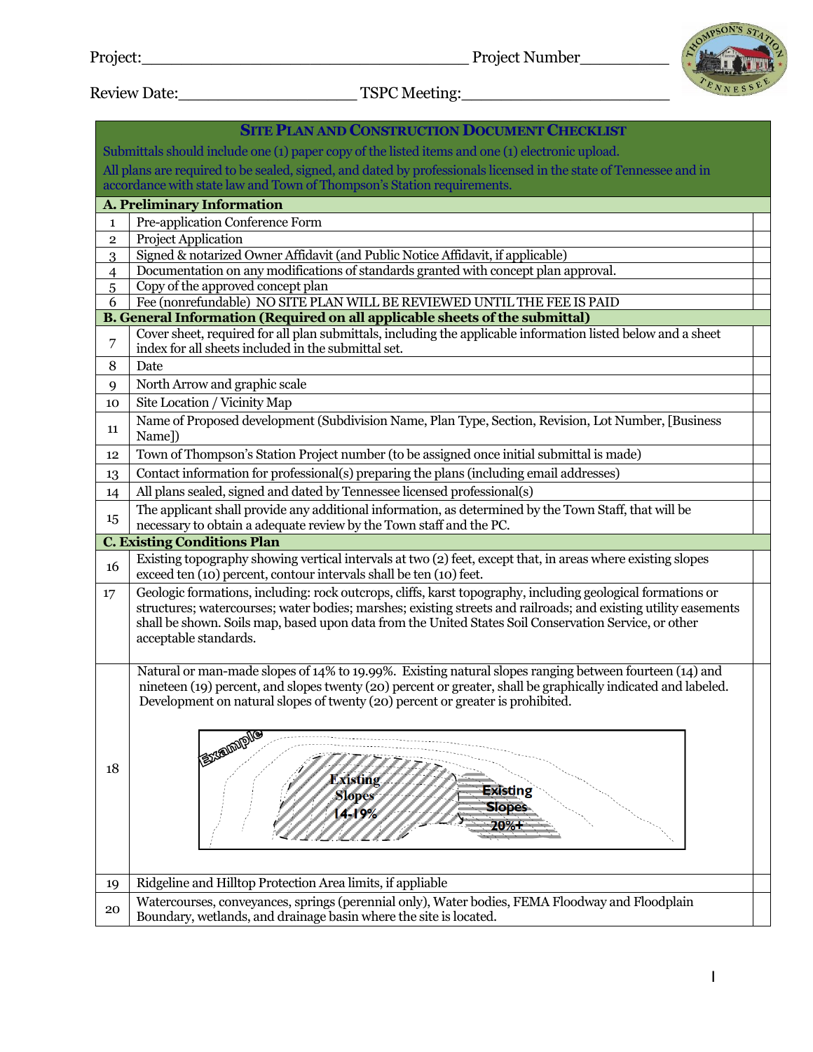Project:___________________________________ Project Number__________

Review Date:__________________ TSPC Meeting:______________________

| SITE PLAN AND CONSTRUCTION DOCUMENT CHECKLIST | | |
|---|---|---|
| Submittals should include one (1) paper copy of the listed items and one (1) electronic upload. All plans are required to be sealed, signed, and dated by professionals licensed in the state of Tennessee and in accordance with state law and Town of Thompson's Station requirements. | | |
| **A. Preliminary Information** | | |
| 1 | Pre-application Conference Form | |
| 2 | Project Application | |
| 3 | Signed & notarized Owner Affidavit (and Public Notice Affidavit, if applicable) | |
| 4 | Documentation on any modifications of standards granted with concept plan approval. | |
| 5 | Copy of the approved concept plan | |
| 6 | Fee (nonrefundable) NO SITE PLAN WILL BE REVIEWED UNTIL THE FEE IS PAID | |
| **B. General Information (Required on all applicable sheets of the submittal)** | | |
| 7 | Cover sheet, required for all plan submittals, including the applicable information listed below and a sheet index for all sheets included in the submittal set. | |
| 8 | Date | |
| 9 | North Arrow and graphic scale | |
| 10 | Site Location / Vicinity Map | |
| 11 | Name of Proposed development (Subdivision Name, Plan Type, Section, Revision, Lot Number, [Business Name]) | |
| 12 | Town of Thompson's Station Project number (to be assigned once initial submittal is made) | |
| 13 | Contact information for professional(s) preparing the plans (including email addresses) | |
| 14 | All plans sealed, signed and dated by Tennessee licensed professional(s) | |
| 15 | The applicant shall provide any additional information, as determined by the Town Staff, that will be necessary to obtain a adequate review by the Town staff and the PC. | |
| **C. Existing Conditions Plan** | | |
| 16 | Existing topography showing vertical intervals at two (2) feet, except that, in areas where existing slopes exceed ten (10) percent, contour intervals shall be ten (10) feet. | |
| 17 | Geologic formations, including: rock outcrops, cliffs, karst topography, including geological formations or structures; watercourses; water bodies; marshes; existing streets and railroads; and existing utility easements shall be shown. Soils map, based upon data from the United States Soil Conservation Service, or other acceptable standards. | |
| 18 | Natural or man-made slopes of 14% to 19.99%. Existing natural slopes ranging between fourteen (14) and nineteen (19) percent, and slopes twenty (20) percent or greater, shall be graphically indicated and labeled. Development on natural slopes of twenty (20) percent or greater is prohibited. [Example: Existing Slopes 14-19%; Existing Slopes 20%+] | |
| 19 | Ridgeline and Hilltop Protection Area limits, if appliable | |
| 20 | Watercourses, conveyances, springs (perennial only), Water bodies, FEMA Floodway and Floodplain Boundary, wetlands, and drainage basin where the site is located. | |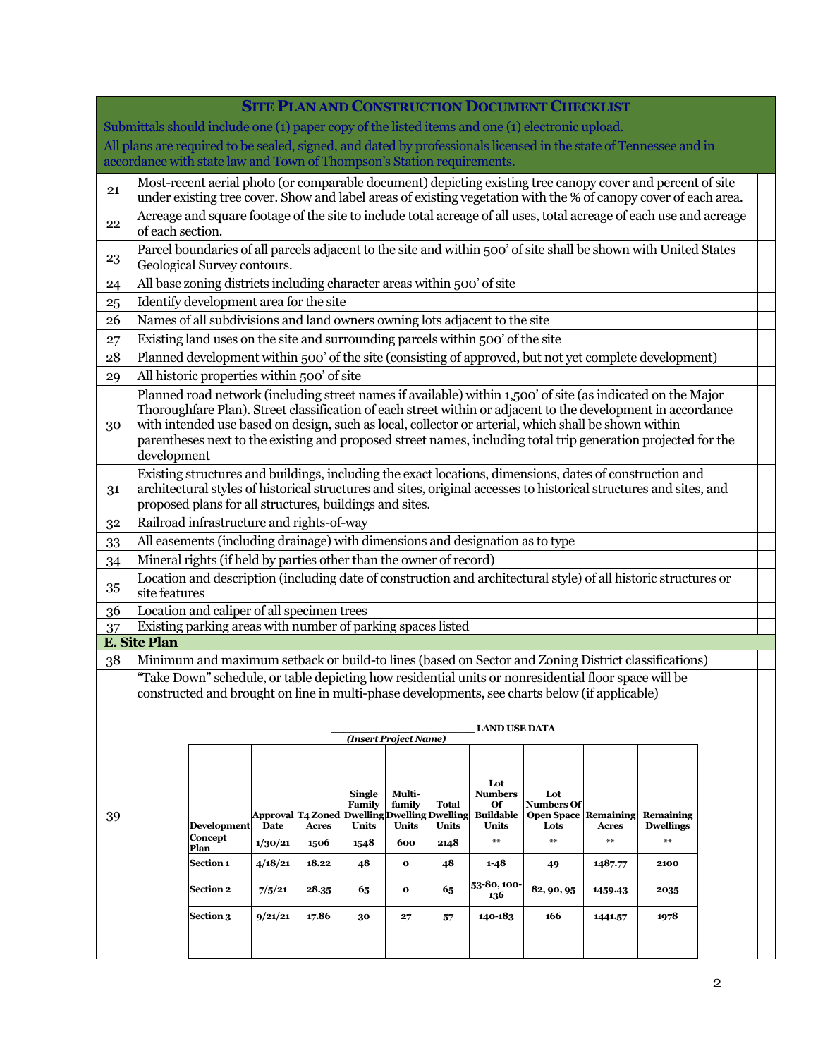# SITE PLAN AND CONSTRUCTION DOCUMENT CHECKLIST

Submittals should include one (1) paper copy of the listed items and one (1) electronic upload.

All plans are required to be sealed, signed, and dated by professionals licensed in the state of Tennessee and in accordance with state law and Town of Thompson's Station requirements.

| # | Item | |
|---|---|---|
| 21 | Most-recent aerial photo (or comparable document) depicting existing tree canopy cover and percent of site under existing tree cover. Show and label areas of existing vegetation with the % of canopy cover of each area. | |
| 22 | Acreage and square footage of the site to include total acreage of all uses, total acreage of each use and acreage of each section. | |
| 23 | Parcel boundaries of all parcels adjacent to the site and within 500' of site shall be shown with United States Geological Survey contours. | |
| 24 | All base zoning districts including character areas within 500' of site | |
| 25 | Identify development area for the site | |
| 26 | Names of all subdivisions and land owners owning lots adjacent to the site | |
| 27 | Existing land uses on the site and surrounding parcels within 500' of the site | |
| 28 | Planned development within 500' of the site (consisting of approved, but not yet complete development) | |
| 29 | All historic properties within 500' of site | |
| 30 | Planned road network (including street names if available) within 1,500' of site (as indicated on the Major Thoroughfare Plan). Street classification of each street within or adjacent to the development in accordance with intended use based on design, such as local, collector or arterial, which shall be shown within parentheses next to the existing and proposed street names, including total trip generation projected for the development | |
| 31 | Existing structures and buildings, including the exact locations, dimensions, dates of construction and architectural styles of historical structures and sites, original accesses to historical structures and sites, and proposed plans for all structures, buildings and sites. | |
| 32 | Railroad infrastructure and rights-of-way | |
| 33 | All easements (including drainage) with dimensions and designation as to type | |
| 34 | Mineral rights (if held by parties other than the owner of record) | |
| 35 | Location and description (including date of construction and architectural style) of all historic structures or site features | |
| 36 | Location and caliper of all specimen trees | |
| 37 | Existing parking areas with number of parking spaces listed | |

## E. Site Plan

| # | Item | |
|---|---|---|
| 38 | Minimum and maximum setback or build-to lines (based on Sector and Zoning District classifications) | |
| 39 | "Take Down" schedule, or table depicting how residential units or nonresidential floor space will be constructed and brought on line in multi-phase developments, see charts below (if applicable) | |

**_________________________ LAND USE DATA**

***(Insert Project Name)***

| Development | Approval Date | T4 Zoned Acres | Single Family Dwelling Units | Multi-family Dwelling Units | Total Dwelling Units | Lot Numbers Of Buildable Units | Lot Numbers Of Open Space Lots | Remaining Acres | Remaining Dwellings |
|---|---|---|---|---|---|---|---|---|---|
| Concept Plan | 1/30/21 | 1506 | 1548 | 600 | 2148 | ** | ** | ** | ** |
| Section 1 | 4/18/21 | 18.22 | 48 | 0 | 48 | 1-48 | 49 | 1487.77 | 2100 |
| Section 2 | 7/5/21 | 28.35 | 65 | 0 | 65 | 53-80, 100-136 | 82, 90, 95 | 1459.43 | 2035 |
| Section 3 | 9/21/21 | 17.86 | 30 | 27 | 57 | 140-183 | 166 | 1441.57 | 1978 |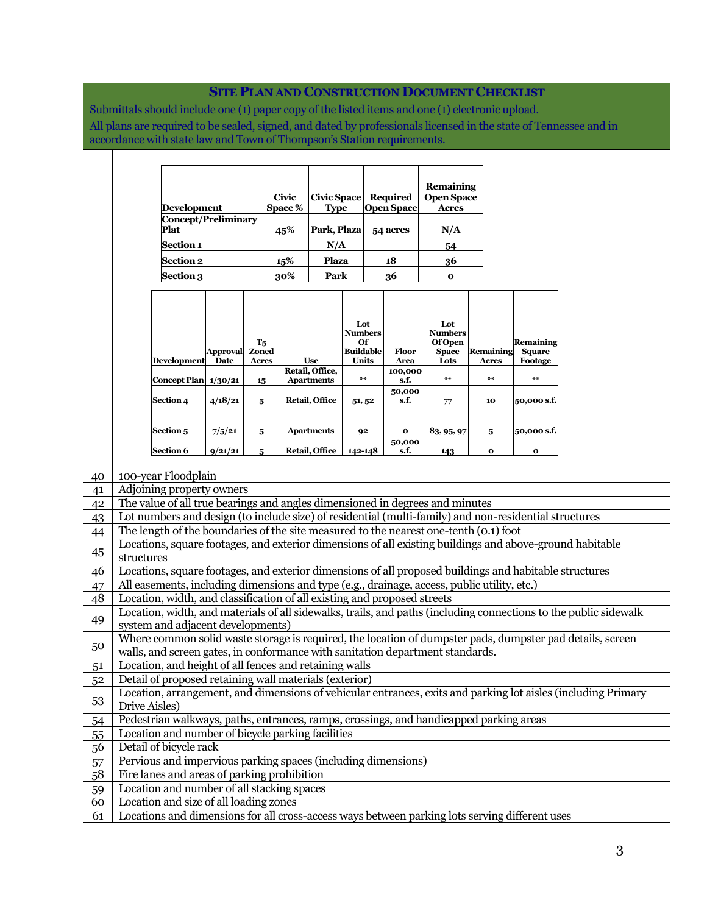## Site Plan and Construction Document Checklist

Submittals should include one (1) paper copy of the listed items and one (1) electronic upload.

All plans are required to be sealed, signed, and dated by professionals licensed in the state of Tennessee and in accordance with state law and Town of Thompson's Station requirements.

| Development | Civic Space % | Civic Space Type | Required Open Space | Remaining Open Space Acres |
|---|---|---|---|---|
| Concept/Preliminary Plat | 45% | Park, Plaza | 54 acres | N/A |
| Section 1 | | N/A | | 54 |
| Section 2 | 15% | Plaza | 18 | 36 |
| Section 3 | 30% | Park | 36 | 0 |

| Development | Approval Date | T5 Zoned Acres | Use | Lot Numbers Of Buildable Units | Floor Area | Lot Numbers Of Open Space Lots | Remaining Acres | Remaining Square Footage |
|---|---|---|---|---|---|---|---|---|
| Concept Plan | 1/30/21 | 15 | Retail, Office, Apartments | ** | 100,000 s.f. | ** | ** | ** |
| Section 4 | 4/18/21 | 5 | Retail, Office | 51, 52 | 50,000 s.f. | 77 | 10 | 50,000 s.f. |
| Section 5 | 7/5/21 | 5 | Apartments | 92 | 0 | 83, 95, 97 | 5 | 50,000 s.f. |
| Section 6 | 9/21/21 | 5 | Retail, Office | 142-148 | 50,000 s.f. | 143 | 0 | 0 |

| No. | Item | |
|---|---|---|
| 40 | 100-year Floodplain | |
| 41 | Adjoining property owners | |
| 42 | The value of all true bearings and angles dimensioned in degrees and minutes | |
| 43 | Lot numbers and design (to include size) of residential (multi-family) and non-residential structures | |
| 44 | The length of the boundaries of the site measured to the nearest one-tenth (0.1) foot | |
| 45 | Locations, square footages, and exterior dimensions of all existing buildings and above-ground habitable structures | |
| 46 | Locations, square footages, and exterior dimensions of all proposed buildings and habitable structures | |
| 47 | All easements, including dimensions and type (e.g., drainage, access, public utility, etc.) | |
| 48 | Location, width, and classification of all existing and proposed streets | |
| 49 | Location, width, and materials of all sidewalks, trails, and paths (including connections to the public sidewalk system and adjacent developments) | |
| 50 | Where common solid waste storage is required, the location of dumpster pads, dumpster pad details, screen walls, and screen gates, in conformance with sanitation department standards. | |
| 51 | Location, and height of all fences and retaining walls | |
| 52 | Detail of proposed retaining wall materials (exterior) | |
| 53 | Location, arrangement, and dimensions of vehicular entrances, exits and parking lot aisles (including Primary Drive Aisles) | |
| 54 | Pedestrian walkways, paths, entrances, ramps, crossings, and handicapped parking areas | |
| 55 | Location and number of bicycle parking facilities | |
| 56 | Detail of bicycle rack | |
| 57 | Pervious and impervious parking spaces (including dimensions) | |
| 58 | Fire lanes and areas of parking prohibition | |
| 59 | Location and number of all stacking spaces | |
| 60 | Location and size of all loading zones | |
| 61 | Locations and dimensions for all cross-access ways between parking lots serving different uses | |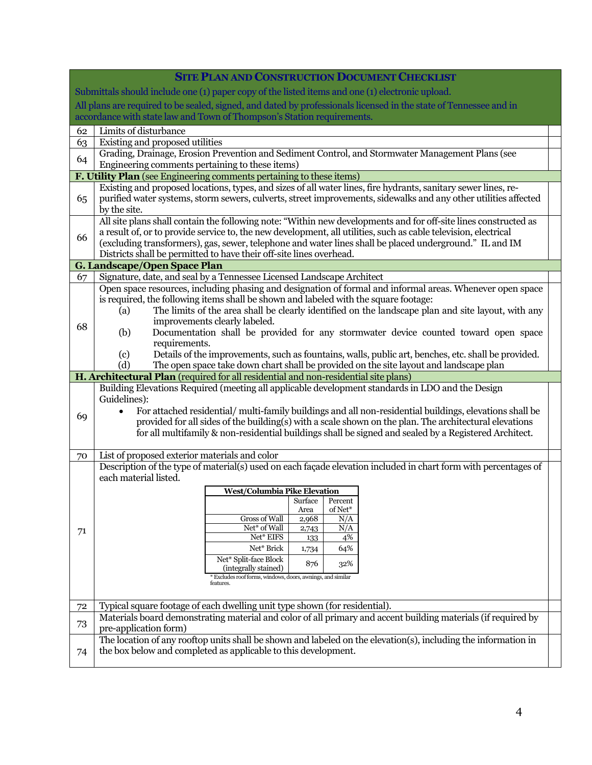| SITE PLAN AND CONSTRUCTION DOCUMENT CHECKLIST | | |
|---|---|---|
| Submittals should include one (1) paper copy of the listed items and one (1) electronic upload. All plans are required to be sealed, signed, and dated by professionals licensed in the state of Tennessee and in accordance with state law and Town of Thompson's Station requirements. | | |
| 62 | Limits of disturbance | |
| 63 | Existing and proposed utilities | |
| 64 | Grading, Drainage, Erosion Prevention and Sediment Control, and Stormwater Management Plans (see Engineering comments pertaining to these items) | |
| **F. Utility Plan** (see Engineering comments pertaining to these items) | | |
| 65 | Existing and proposed locations, types, and sizes of all water lines, fire hydrants, sanitary sewer lines, re-purified water systems, storm sewers, culverts, street improvements, sidewalks and any other utilities affected by the site. | |
| 66 | All site plans shall contain the following note: "Within new developments and for off-site lines constructed as a result of, or to provide service to, the new development, all utilities, such as cable television, electrical (excluding transformers), gas, sewer, telephone and water lines shall be placed underground." IL and IM Districts shall be permitted to have their off-site lines overhead. | |
| **G. Landscape/Open Space Plan** | | |
| 67 | Signature, date, and seal by a Tennessee Licensed Landscape Architect | |
| 68 | Open space resources, including phasing and designation of formal and informal areas. Whenever open space is required, the following items shall be shown and labeled with the square footage:<br>(a) The limits of the area shall be clearly identified on the landscape plan and site layout, with any improvements clearly labeled.<br>(b) Documentation shall be provided for any stormwater device counted toward open space requirements.<br>(c) Details of the improvements, such as fountains, walls, public art, benches, etc. shall be provided.<br>(d) The open space take down chart shall be provided on the site layout and landscape plan | |
| **H. Architectural Plan** (required for all residential and non-residential site plans) | | |
| 69 | Building Elevations Required (meeting all applicable development standards in LDO and the Design Guidelines):<br>• For attached residential/ multi-family buildings and all non-residential buildings, elevations shall be provided for all sides of the building(s) with a scale shown on the plan. The architectural elevations for all multifamily & non-residential buildings shall be signed and sealed by a Registered Architect. | |
| 70 | List of proposed exterior materials and color | |
| 71 | Description of the type of material(s) used on each façade elevation included in chart form with percentages of each material listed. (See example chart below.) | |
| 72 | Typical square footage of each dwelling unit type shown (for residential). | |
| 73 | Materials board demonstrating material and color of all primary and accent building materials (if required by pre-application form) | |
| 74 | The location of any rooftop units shall be shown and labeled on the elevation(s), including the information in the box below and completed as applicable to this development. | |

Example chart for item 71:

| West/Columbia Pike Elevation | Surface Area | Percent of Net* |
|---|---|---|
| Gross of Wall | 2,968 | N/A |
| Net* of Wall | 2,743 | N/A |
| Net* EIFS | 133 | 4% |
| Net* Brick | 1,734 | 64% |
| Net* Split-face Block (integrally stained) | 876 | 32% |

* Excludes roof forms, windows, doors, awnings, and similar features.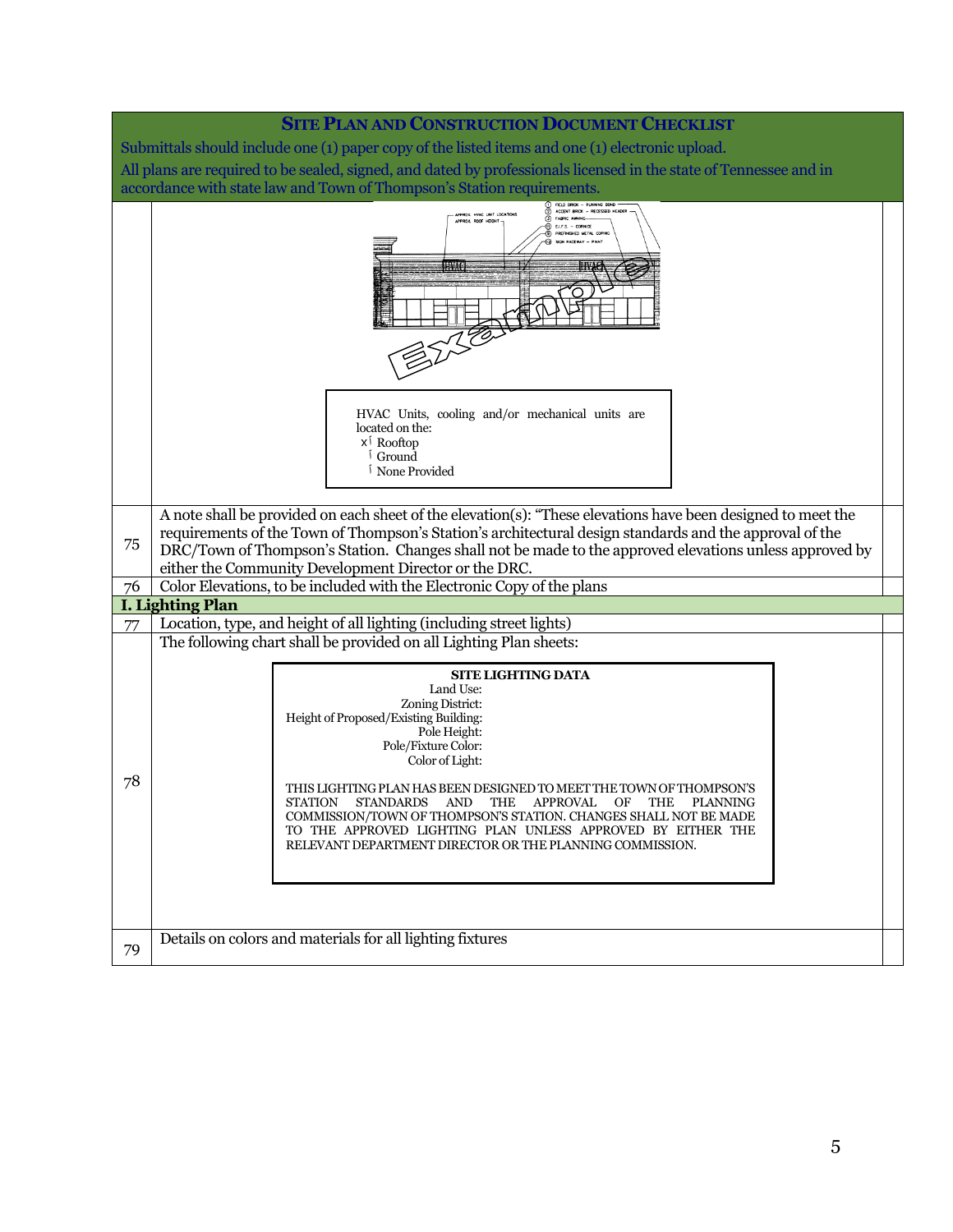## SITE PLAN AND CONSTRUCTION DOCUMENT CHECKLIST

Submittals should include one (1) paper copy of the listed items and one (1) electronic upload.

All plans are required to be sealed, signed, and dated by professionals licensed in the state of Tennessee and in accordance with state law and Town of Thompson's Station requirements.

| | | |
|---|---|---|
| | HVAC Units, cooling and/or mechanical units are located on the:<br>x Rooftop<br>Ground<br>None Provided | |
| 75 | A note shall be provided on each sheet of the elevation(s): "These elevations have been designed to meet the requirements of the Town of Thompson's Station's architectural design standards and the approval of the DRC/Town of Thompson's Station. Changes shall not be made to the approved elevations unless approved by either the Community Development Director or the DRC. | |
| 76 | Color Elevations, to be included with the Electronic Copy of the plans | |
| **I. Lighting Plan** | | |
| 77 | Location, type, and height of all lighting (including street lights) | |
| 78 | The following chart shall be provided on all Lighting Plan sheets:<br><br>**SITE LIGHTING DATA**<br>Land Use:<br>Zoning District:<br>Height of Proposed/Existing Building:<br>Pole Height:<br>Pole/Fixture Color:<br>Color of Light:<br><br>THIS LIGHTING PLAN HAS BEEN DESIGNED TO MEET THE TOWN OF THOMPSON'S STATION STANDARDS AND THE APPROVAL OF THE PLANNING COMMISSION/TOWN OF THOMPSON'S STATION. CHANGES SHALL NOT BE MADE TO THE APPROVED LIGHTING PLAN UNLESS APPROVED BY EITHER THE RELEVANT DEPARTMENT DIRECTOR OR THE PLANNING COMMISSION. | |
| 79 | Details on colors and materials for all lighting fixtures | |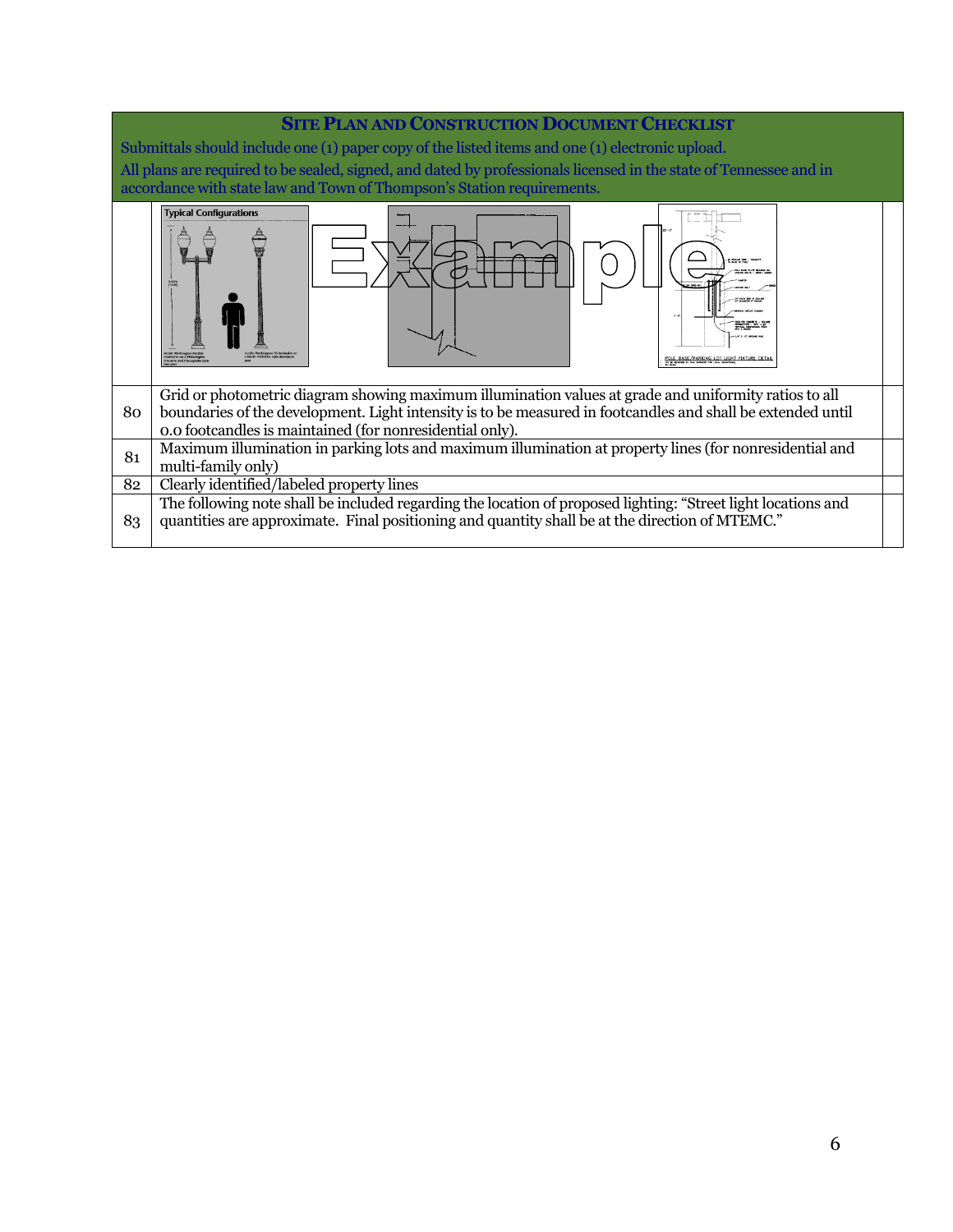## SITE PLAN AND CONSTRUCTION DOCUMENT CHECKLIST

Submittals should include one (1) paper copy of the listed items and one (1) electronic upload.

All plans are required to be sealed, signed, and dated by professionals licensed in the state of Tennessee and in accordance with state law and Town of Thompson's Station requirements.

| | | |
|---|---|---|
| 80 | Grid or photometric diagram showing maximum illumination values at grade and uniformity ratios to all boundaries of the development. Light intensity is to be measured in footcandles and shall be extended until 0.0 footcandles is maintained (for nonresidential only). | |
| 81 | Maximum illumination in parking lots and maximum illumination at property lines (for nonresidential and multi-family only) | |
| 82 | Clearly identified/labeled property lines | |
| 83 | The following note shall be included regarding the location of proposed lighting: "Street light locations and quantities are approximate. Final positioning and quantity shall be at the direction of MTEMC." | |